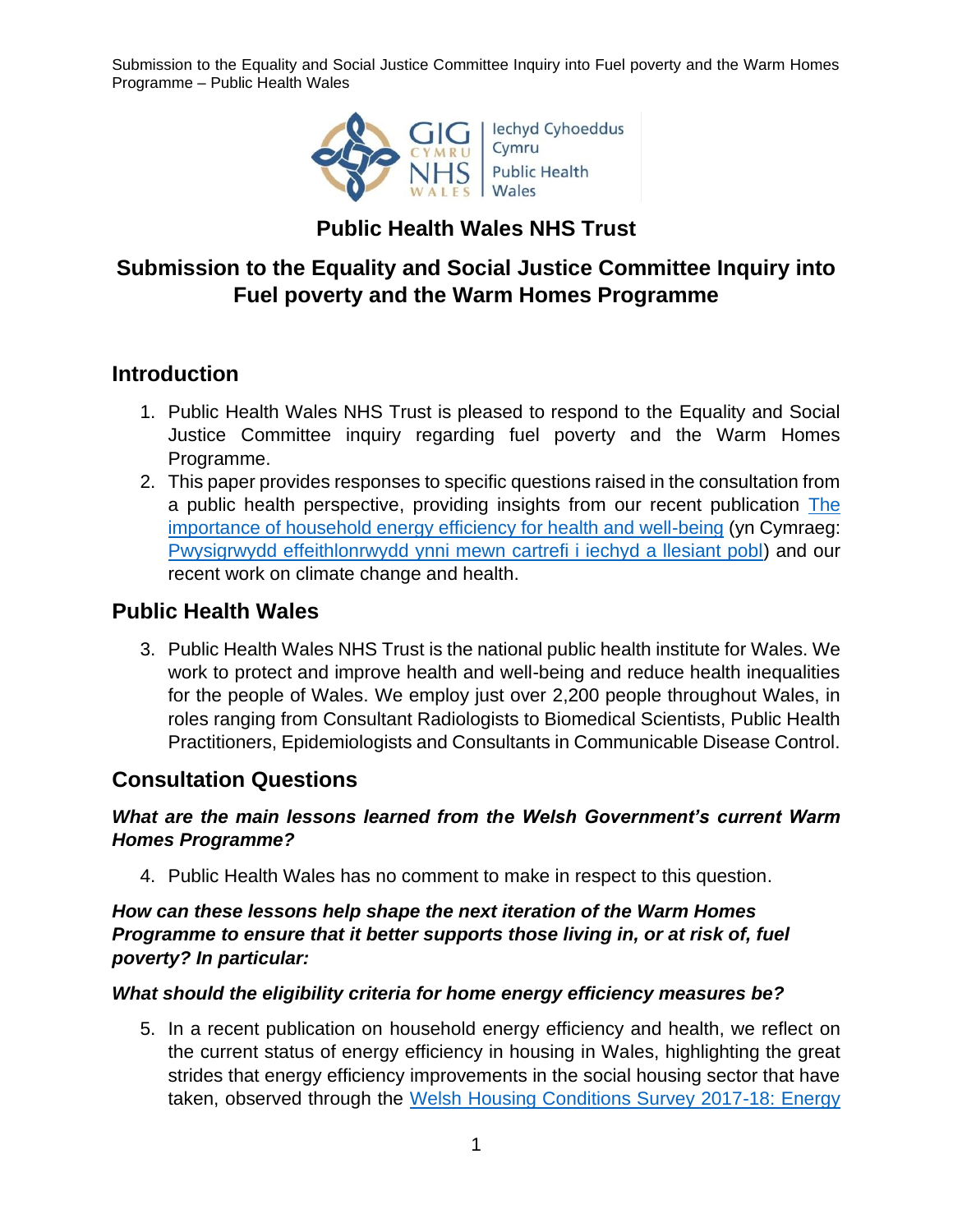# Public Health Wales NHS Trust

## Submission to the Equality and Social Justice Committee Inquiry into Fuel poverty and the Warm Homes Programme

## Introduction

1. Public Health Wales NHS Trust is pleased to respond to the Equality and Social Justice Committee inquiry regarding fuel poverty and the Warm Homes Programme.
2. This paper provides responses to specific questions raised in the consultation from a public health perspective, providing insights from our recent publication [The importance of household energy efficiency for health and well-being]() (yn Cymraeg: [Pwysigrwydd effeithlonrwydd ynni mewn cartrefi i iechyd a llesiant pobl]()) and our recent work on climate change and health.

## Public Health Wales

3. Public Health Wales NHS Trust is the national public health institute for Wales. We work to protect and improve health and well-being and reduce health inequalities for the people of Wales. We employ just over 2,200 people throughout Wales, in roles ranging from Consultant Radiologists to Biomedical Scientists, Public Health Practitioners, Epidemiologists and Consultants in Communicable Disease Control.

## Consultation Questions

### *What are the main lessons learned from the Welsh Government's current Warm Homes Programme?*

4. Public Health Wales has no comment to make in respect to this question.

### *How can these lessons help shape the next iteration of the Warm Homes Programme to ensure that it better supports those living in, or at risk of, fuel poverty? In particular:*

### *What should the eligibility criteria for home energy efficiency measures be?*

5. In a recent publication on household energy efficiency and health, we reflect on the current status of energy efficiency in housing in Wales, highlighting the great strides that energy efficiency improvements in the social housing sector that have taken, observed through the [Welsh Housing Conditions Survey 2017-18: Energy]()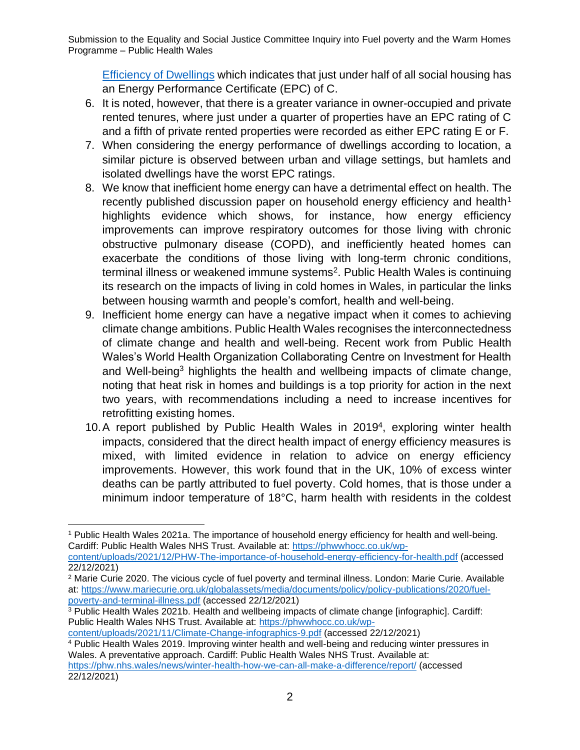[Efficiency of Dwellings](#) which indicates that just under half of all social housing has an Energy Performance Certificate (EPC) of C.

6. It is noted, however, that there is a greater variance in owner-occupied and private rented tenures, where just under a quarter of properties have an EPC rating of C and a fifth of private rented properties were recorded as either EPC rating E or F.
7. When considering the energy performance of dwellings according to location, a similar picture is observed between urban and village settings, but hamlets and isolated dwellings have the worst EPC ratings.
8. We know that inefficient home energy can have a detrimental effect on health. The recently published discussion paper on household energy efficiency and health[1] highlights evidence which shows, for instance, how energy efficiency improvements can improve respiratory outcomes for those living with chronic obstructive pulmonary disease (COPD), and inefficiently heated homes can exacerbate the conditions of those living with long-term chronic conditions, terminal illness or weakened immune systems[2]. Public Health Wales is continuing its research on the impacts of living in cold homes in Wales, in particular the links between housing warmth and people's comfort, health and well-being.
9. Inefficient home energy can have a negative impact when it comes to achieving climate change ambitions. Public Health Wales recognises the interconnectedness of climate change and health and well-being. Recent work from Public Health Wales's World Health Organization Collaborating Centre on Investment for Health and Well-being[3] highlights the health and wellbeing impacts of climate change, noting that heat risk in homes and buildings is a top priority for action in the next two years, with recommendations including a need to increase incentives for retrofitting existing homes.
10. A report published by Public Health Wales in 2019[4], exploring winter health impacts, considered that the direct health impact of energy efficiency measures is mixed, with limited evidence in relation to advice on energy efficiency improvements. However, this work found that in the UK, 10% of excess winter deaths can be partly attributed to fuel poverty. Cold homes, that is those under a minimum indoor temperature of 18°C, harm health with residents in the coldest

---

[1] Public Health Wales 2021a. The importance of household energy efficiency for health and well-being. Cardiff: Public Health Wales NHS Trust. Available at: https://phwwhocc.co.uk/wp-content/uploads/2021/12/PHW-The-importance-of-household-energy-efficiency-for-health.pdf (accessed 22/12/2021)

[2] Marie Curie 2020. The vicious cycle of fuel poverty and terminal illness. London: Marie Curie. Available at: https://www.mariecurie.org.uk/globalassets/media/documents/policy/policy-publications/2020/fuel-poverty-and-terminal-illness.pdf (accessed 22/12/2021)

[3] Public Health Wales 2021b. Health and wellbeing impacts of climate change [infographic]. Cardiff: Public Health Wales NHS Trust. Available at: https://phwwhocc.co.uk/wp-content/uploads/2021/11/Climate-Change-infographics-9.pdf (accessed 22/12/2021)

[4] Public Health Wales 2019. Improving winter health and well-being and reducing winter pressures in Wales. A preventative approach. Cardiff: Public Health Wales NHS Trust. Available at: https://phw.nhs.wales/news/winter-health-how-we-can-all-make-a-difference/report/ (accessed 22/12/2021)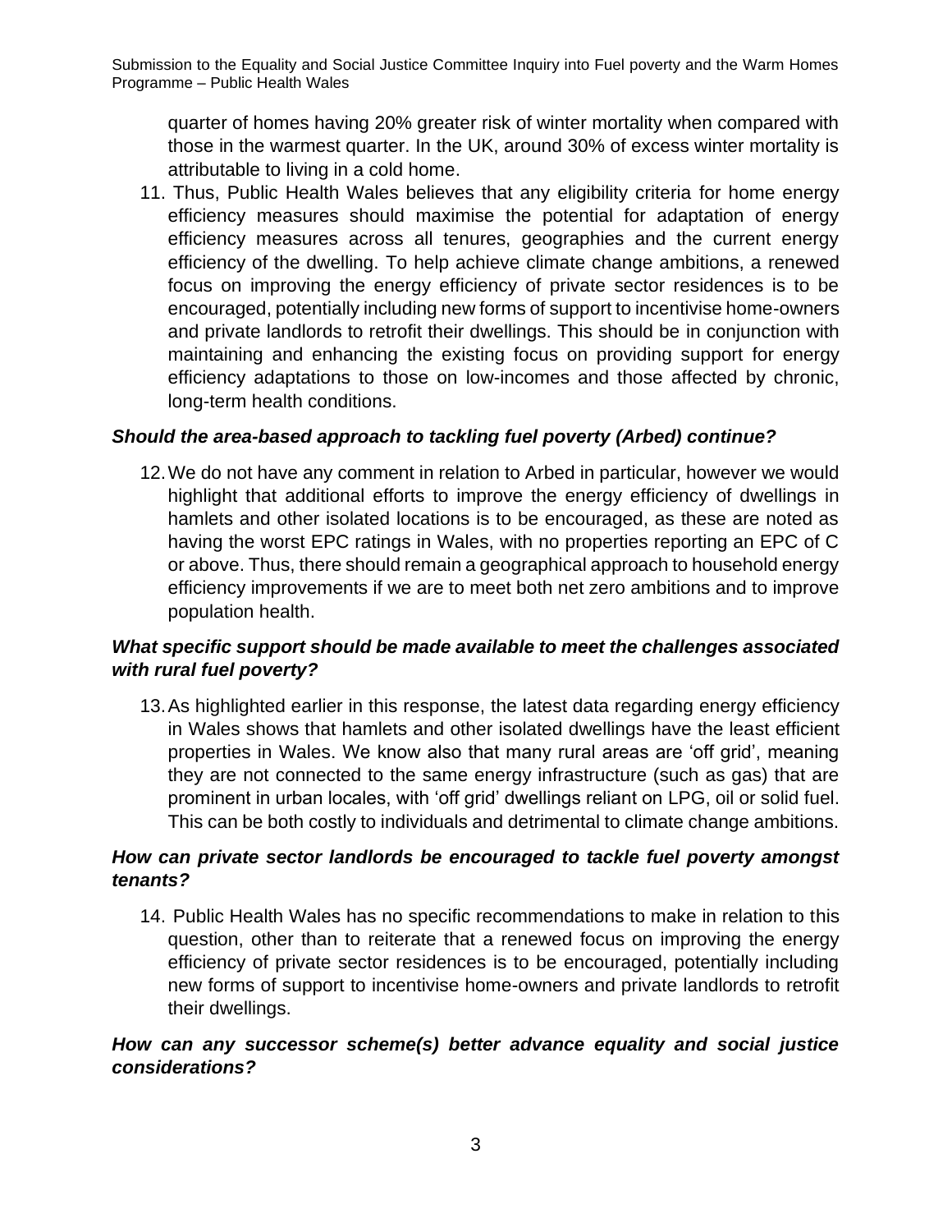quarter of homes having 20% greater risk of winter mortality when compared with those in the warmest quarter. In the UK, around 30% of excess winter mortality is attributable to living in a cold home.

11. Thus, Public Health Wales believes that any eligibility criteria for home energy efficiency measures should maximise the potential for adaptation of energy efficiency measures across all tenures, geographies and the current energy efficiency of the dwelling. To help achieve climate change ambitions, a renewed focus on improving the energy efficiency of private sector residences is to be encouraged, potentially including new forms of support to incentivise home-owners and private landlords to retrofit their dwellings. This should be in conjunction with maintaining and enhancing the existing focus on providing support for energy efficiency adaptations to those on low-incomes and those affected by chronic, long-term health conditions.

### ***Should the area-based approach to tackling fuel poverty (Arbed) continue?***

12. We do not have any comment in relation to Arbed in particular, however we would highlight that additional efforts to improve the energy efficiency of dwellings in hamlets and other isolated locations is to be encouraged, as these are noted as having the worst EPC ratings in Wales, with no properties reporting an EPC of C or above. Thus, there should remain a geographical approach to household energy efficiency improvements if we are to meet both net zero ambitions and to improve population health.

### ***What specific support should be made available to meet the challenges associated with rural fuel poverty?***

13. As highlighted earlier in this response, the latest data regarding energy efficiency in Wales shows that hamlets and other isolated dwellings have the least efficient properties in Wales. We know also that many rural areas are 'off grid', meaning they are not connected to the same energy infrastructure (such as gas) that are prominent in urban locales, with 'off grid' dwellings reliant on LPG, oil or solid fuel. This can be both costly to individuals and detrimental to climate change ambitions.

### ***How can private sector landlords be encouraged to tackle fuel poverty amongst tenants?***

14. Public Health Wales has no specific recommendations to make in relation to this question, other than to reiterate that a renewed focus on improving the energy efficiency of private sector residences is to be encouraged, potentially including new forms of support to incentivise home-owners and private landlords to retrofit their dwellings.

### ***How can any successor scheme(s) better advance equality and social justice considerations?***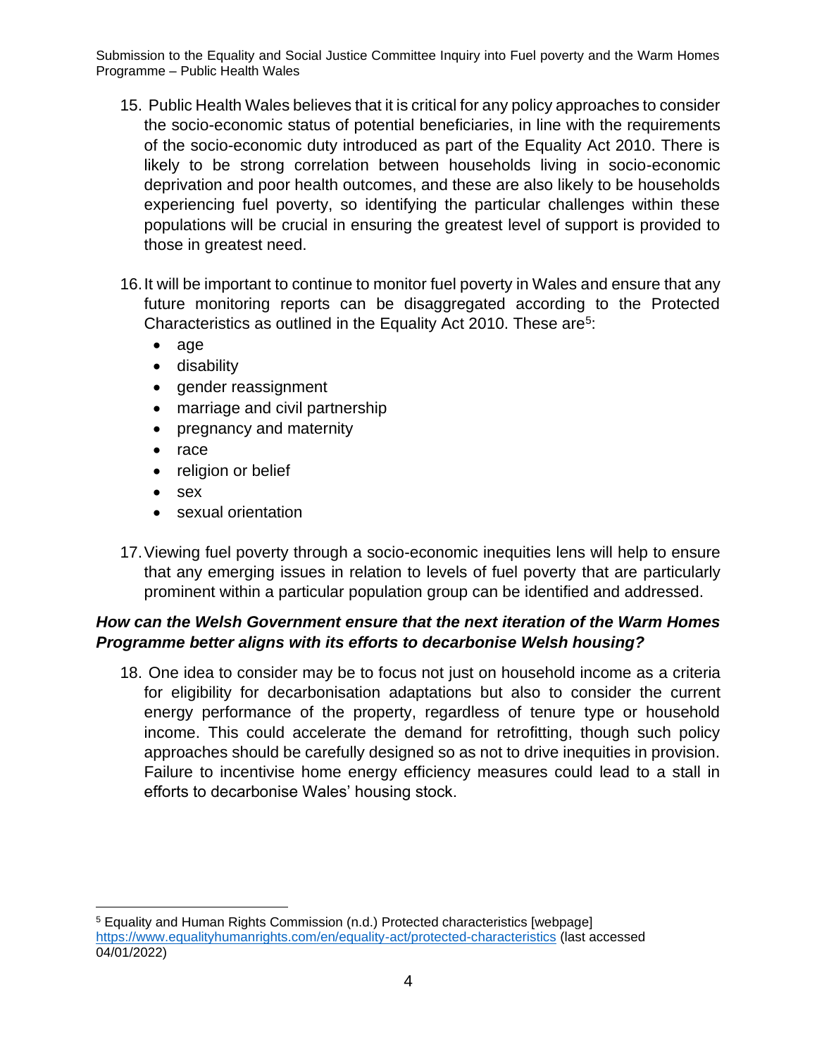15. Public Health Wales believes that it is critical for any policy approaches to consider the socio-economic status of potential beneficiaries, in line with the requirements of the socio-economic duty introduced as part of the Equality Act 2010. There is likely to be strong correlation between households living in socio-economic deprivation and poor health outcomes, and these are also likely to be households experiencing fuel poverty, so identifying the particular challenges within these populations will be crucial in ensuring the greatest level of support is provided to those in greatest need.

16. It will be important to continue to monitor fuel poverty in Wales and ensure that any future monitoring reports can be disaggregated according to the Protected Characteristics as outlined in the Equality Act 2010. These are[5]:
    - age
    - disability
    - gender reassignment
    - marriage and civil partnership
    - pregnancy and maternity
    - race
    - religion or belief
    - sex
    - sexual orientation

17. Viewing fuel poverty through a socio-economic inequities lens will help to ensure that any emerging issues in relation to levels of fuel poverty that are particularly prominent within a particular population group can be identified and addressed.

***How can the Welsh Government ensure that the next iteration of the Warm Homes Programme better aligns with its efforts to decarbonise Welsh housing?***

18. One idea to consider may be to focus not just on household income as a criteria for eligibility for decarbonisation adaptations but also to consider the current energy performance of the property, regardless of tenure type or household income. This could accelerate the demand for retrofitting, though such policy approaches should be carefully designed so as not to drive inequities in provision. Failure to incentivise home energy efficiency measures could lead to a stall in efforts to decarbonise Wales' housing stock.

---

[5] Equality and Human Rights Commission (n.d.) Protected characteristics [webpage] https://www.equalityhumanrights.com/en/equality-act/protected-characteristics (last accessed 04/01/2022)